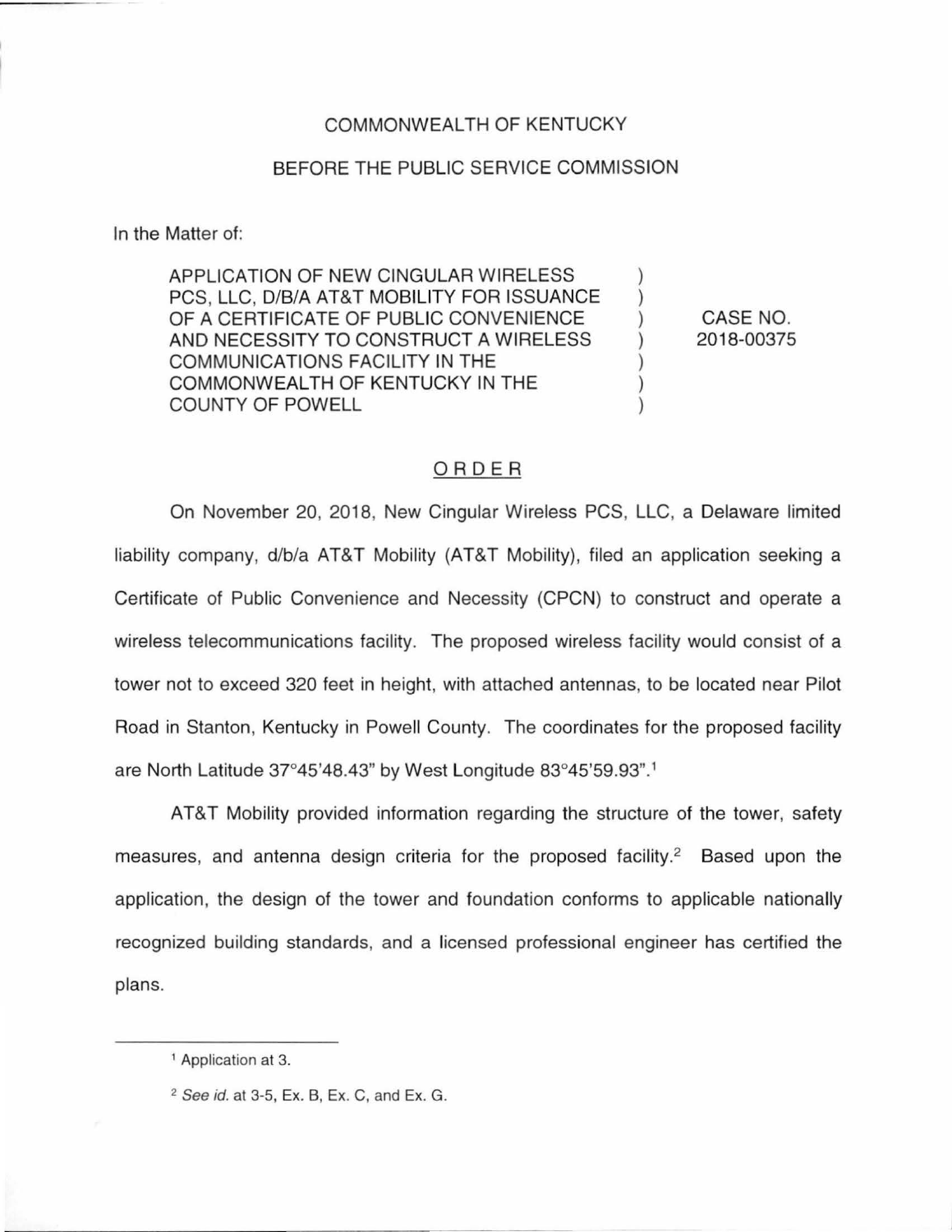COMMONWEALTH OF KENTUCKY

BEFORE THE PUBLIC SERVICE COMMISSION

In the Matter of:

| | |
|---|---|
| APPLICATION OF NEW CINGULAR WIRELESS PCS, LLC, D/B/A AT&T MOBILITY FOR ISSUANCE OF A CERTIFICATE OF PUBLIC CONVENIENCE AND NECESSITY TO CONSTRUCT A WIRELESS COMMUNICATIONS FACILITY IN THE COMMONWEALTH OF KENTUCKY IN THE COUNTY OF POWELL | CASE NO. 2018-00375 |

## ORDER

On November 20, 2018, New Cingular Wireless PCS, LLC, a Delaware limited liability company, d/b/a AT&T Mobility (AT&T Mobility), filed an application seeking a Certificate of Public Convenience and Necessity (CPCN) to construct and operate a wireless telecommunications facility. The proposed wireless facility would consist of a tower not to exceed 320 feet in height, with attached antennas, to be located near Pilot Road in Stanton, Kentucky in Powell County. The coordinates for the proposed facility are North Latitude 37°45'48.43" by West Longitude 83°45'59.93".[1]

AT&T Mobility provided information regarding the structure of the tower, safety measures, and antenna design criteria for the proposed facility.[2] Based upon the application, the design of the tower and foundation conforms to applicable nationally recognized building standards, and a licensed professional engineer has certified the plans.

---

[1] Application at 3.

[2] *See id.* at 3-5, Ex. B, Ex. C, and Ex. G.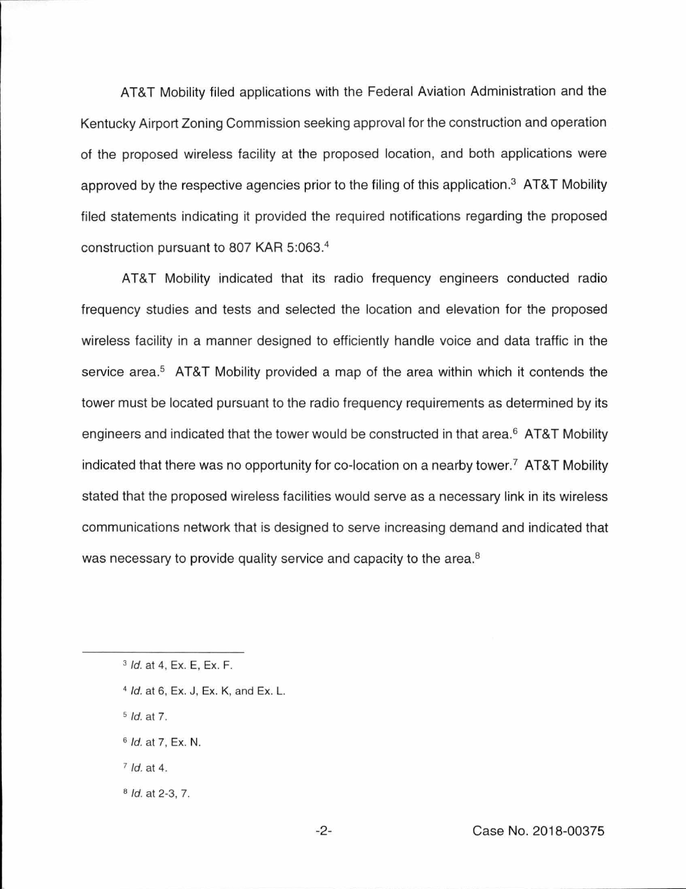AT&T Mobility filed applications with the Federal Aviation Administration and the Kentucky Airport Zoning Commission seeking approval for the construction and operation of the proposed wireless facility at the proposed location, and both applications were approved by the respective agencies prior to the filing of this application.[3] AT&T Mobility filed statements indicating it provided the required notifications regarding the proposed construction pursuant to 807 KAR 5:063.[4]

AT&T Mobility indicated that its radio frequency engineers conducted radio frequency studies and tests and selected the location and elevation for the proposed wireless facility in a manner designed to efficiently handle voice and data traffic in the service area.[5] AT&T Mobility provided a map of the area within which it contends the tower must be located pursuant to the radio frequency requirements as determined by its engineers and indicated that the tower would be constructed in that area.[6] AT&T Mobility indicated that there was no opportunity for co-location on a nearby tower.[7] AT&T Mobility stated that the proposed wireless facilities would serve as a necessary link in its wireless communications network that is designed to serve increasing demand and indicated that was necessary to provide quality service and capacity to the area.[8]

---

[3] *Id.* at 4, Ex. E, Ex. F.

[4] *Id.* at 6, Ex. J, Ex. K, and Ex. L.

[5] *Id.* at 7.

[6] *Id.* at 7, Ex. N.

[7] *Id.* at 4.

[8] *Id.* at 2-3, 7.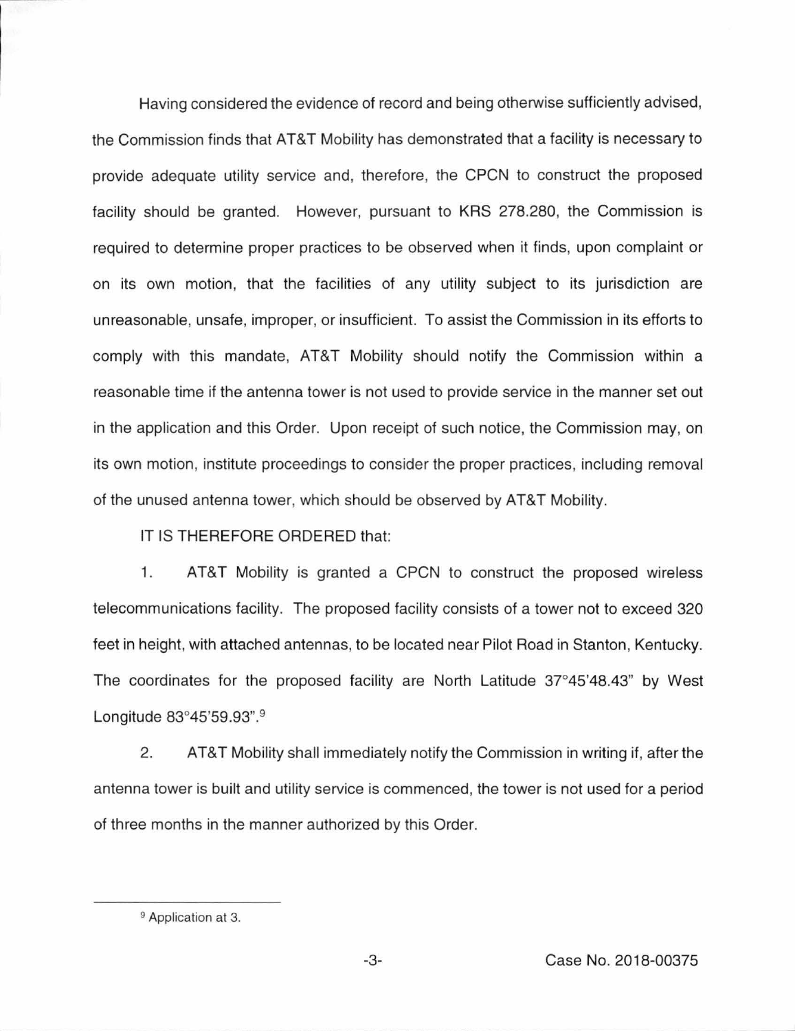Having considered the evidence of record and being otherwise sufficiently advised, the Commission finds that AT&T Mobility has demonstrated that a facility is necessary to provide adequate utility service and, therefore, the CPCN to construct the proposed facility should be granted. However, pursuant to KRS 278.280, the Commission is required to determine proper practices to be observed when it finds, upon complaint or on its own motion, that the facilities of any utility subject to its jurisdiction are unreasonable, unsafe, improper, or insufficient. To assist the Commission in its efforts to comply with this mandate, AT&T Mobility should notify the Commission within a reasonable time if the antenna tower is not used to provide service in the manner set out in the application and this Order. Upon receipt of such notice, the Commission may, on its own motion, institute proceedings to consider the proper practices, including removal of the unused antenna tower, which should be observed by AT&T Mobility.

IT IS THEREFORE ORDERED that:

1. AT&T Mobility is granted a CPCN to construct the proposed wireless telecommunications facility. The proposed facility consists of a tower not to exceed 320 feet in height, with attached antennas, to be located near Pilot Road in Stanton, Kentucky. The coordinates for the proposed facility are North Latitude 37°45'48.43" by West Longitude 83°45'59.93".[9]

2. AT&T Mobility shall immediately notify the Commission in writing if, after the antenna tower is built and utility service is commenced, the tower is not used for a period of three months in the manner authorized by this Order.

---

[9] Application at 3.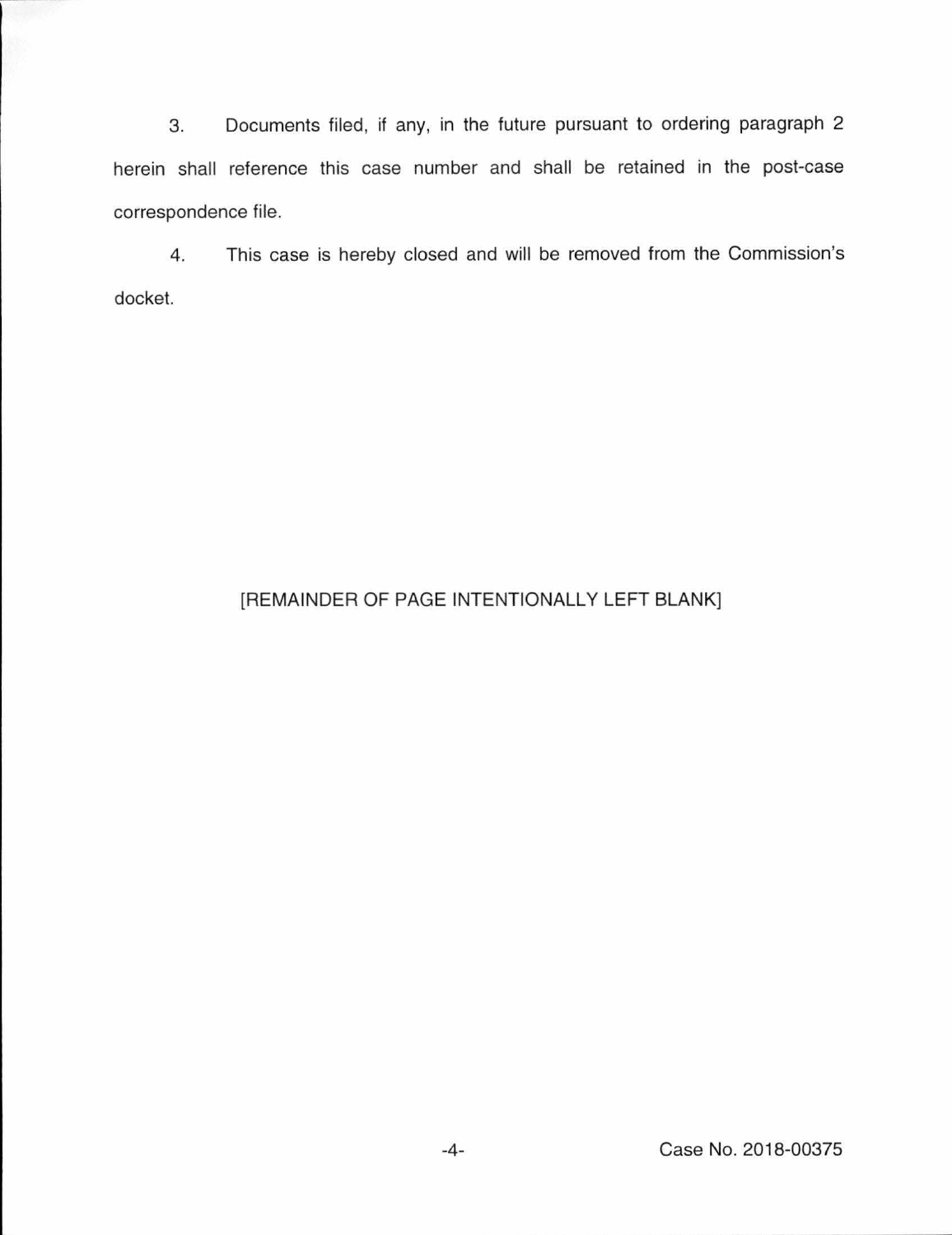3. Documents filed, if any, in the future pursuant to ordering paragraph 2 herein shall reference this case number and shall be retained in the post-case correspondence file.

4. This case is hereby closed and will be removed from the Commission's docket.

[REMAINDER OF PAGE INTENTIONALLY LEFT BLANK]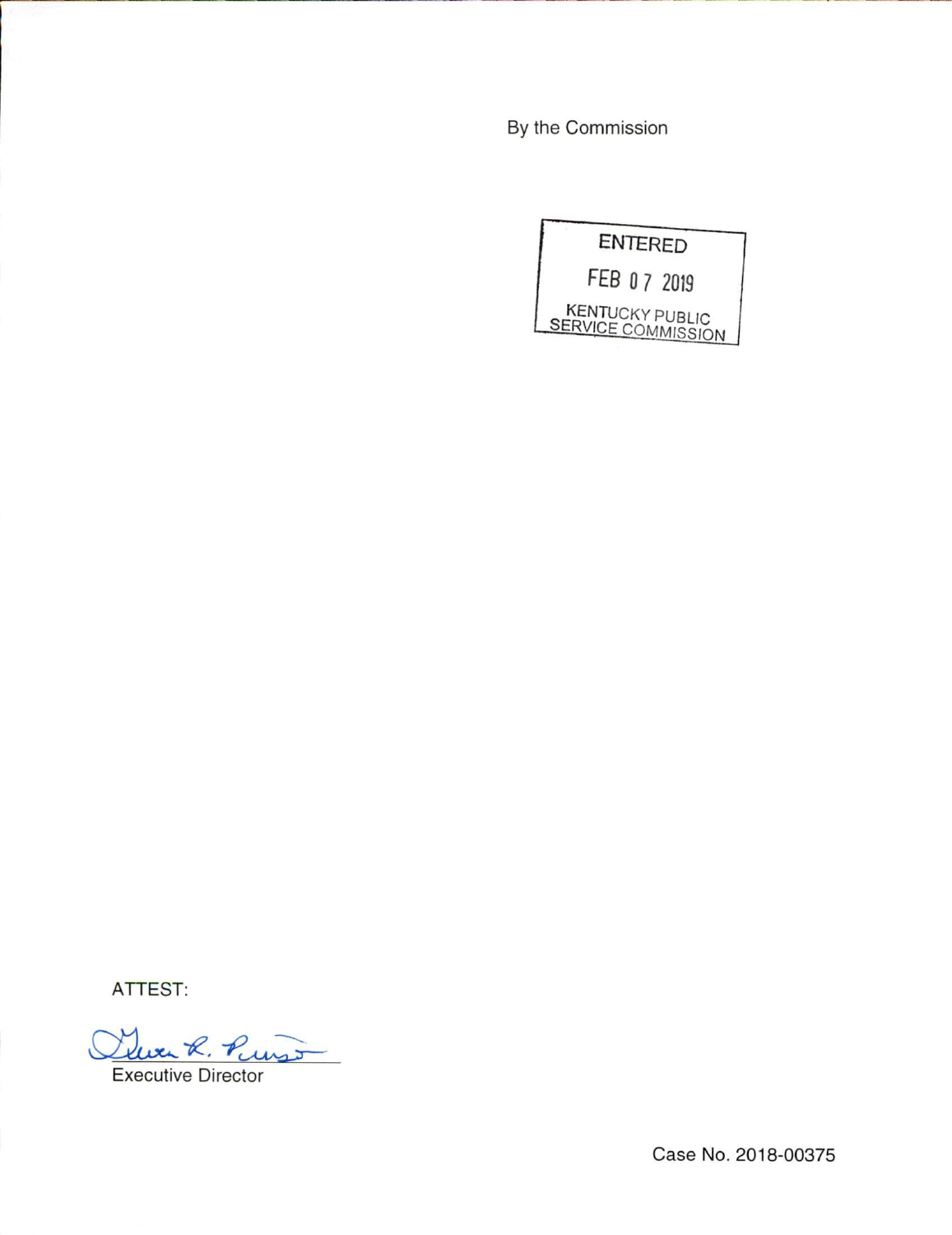By the Commission

ENTERED

FEB 07 2019

KENTUCKY PUBLIC SERVICE COMMISSION

ATTEST:

Executive Director

Case No. 2018-00375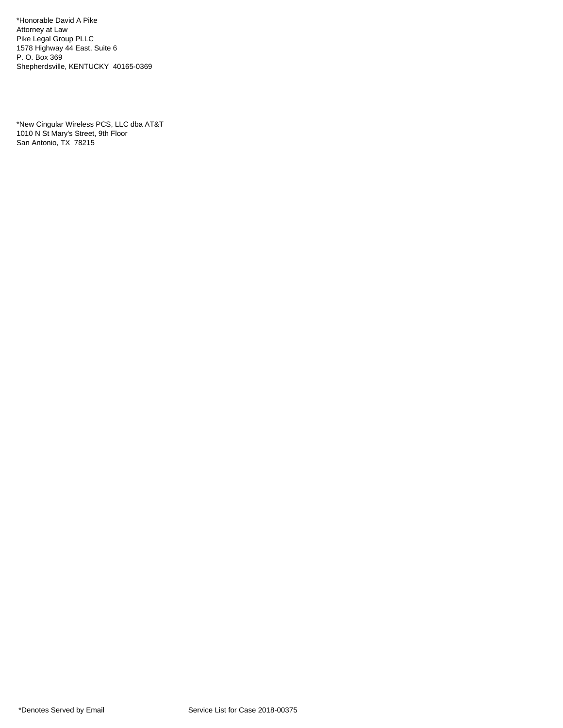*Honorable David A Pike
Attorney at Law
Pike Legal Group PLLC
1578 Highway 44 East, Suite 6
P. O. Box 369
Shepherdsville, KENTUCKY  40165-0369

*New Cingular Wireless PCS, LLC dba AT&T
1010 N St Mary's Street, 9th Floor
San Antonio, TX  78215